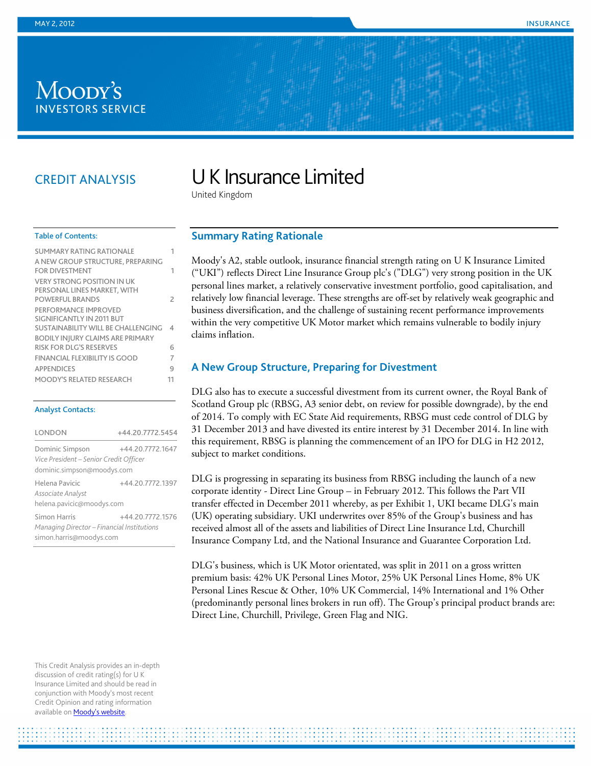MAY 2, 2012 INSURANCE

CREDIT ANALYSIS

# U K Insurance Limited

United Kingdom

**Table of Contents:**

| | |
|---|---|
| SUMMARY RATING RATIONALE | 1 |
| A NEW GROUP STRUCTURE, PREPARING FOR DIVESTMENT | 1 |
| VERY STRONG POSITION IN UK PERSONAL LINES MARKET, WITH POWERFUL BRANDS | 2 |
| PERFORMANCE IMPROVED SIGNIFICANTLY IN 2011 BUT SUSTAINABILITY WILL BE CHALLENGING | 4 |
| BODILY INJURY CLAIMS ARE PRIMARY RISK FOR DLG'S RESERVES | 6 |
| FINANCIAL FLEXIBILITY IS GOOD | 7 |
| APPENDICES | 9 |
| MOODY'S RELATED RESEARCH | 11 |

**Analyst Contacts:**

| | |
|---|---|
| LONDON | +44.20.7772.5454 |
| Dominic Simpson | +44.20.7772.1647 |
| *Vice President – Senior Credit Officer* | |
| dominic.simpson@moodys.com | |
| Helena Pavicic | +44.20.7772.1397 |
| *Associate Analyst* | |
| helena.pavicic@moodys.com | |
| Simon Harris | +44.20.7772.1576 |
| *Managing Director – Financial Institutions* | |
| simon.harris@moodys.com | |

This Credit Analysis provides an in-depth discussion of credit rating(s) for U K Insurance Limited and should be read in conjunction with Moody's most recent Credit Opinion and rating information available on Moody's website.

## Summary Rating Rationale

Moody's A2, stable outlook, insurance financial strength rating on U K Insurance Limited ("UKI") reflects Direct Line Insurance Group plc's ("DLG") very strong position in the UK personal lines market, a relatively conservative investment portfolio, good capitalisation, and relatively low financial leverage. These strengths are off-set by relatively weak geographic and business diversification, and the challenge of sustaining recent performance improvements within the very competitive UK Motor market which remains vulnerable to bodily injury claims inflation.

## A New Group Structure, Preparing for Divestment

DLG also has to execute a successful divestment from its current owner, the Royal Bank of Scotland Group plc (RBSG, A3 senior debt, on review for possible downgrade), by the end of 2014. To comply with EC State Aid requirements, RBSG must cede control of DLG by 31 December 2013 and have divested its entire interest by 31 December 2014. In line with this requirement, RBSG is planning the commencement of an IPO for DLG in H2 2012, subject to market conditions.

DLG is progressing in separating its business from RBSG including the launch of a new corporate identity - Direct Line Group – in February 2012. This follows the Part VII transfer effected in December 2011 whereby, as per Exhibit 1, UKI became DLG's main (UK) operating subsidiary. UKI underwrites over 85% of the Group's business and has received almost all of the assets and liabilities of Direct Line Insurance Ltd, Churchill Insurance Company Ltd, and the National Insurance and Guarantee Corporation Ltd.

DLG's business, which is UK Motor orientated, was split in 2011 on a gross written premium basis: 42% UK Personal Lines Motor, 25% UK Personal Lines Home, 8% UK Personal Lines Rescue & Other, 10% UK Commercial, 14% International and 1% Other (predominantly personal lines brokers in run off). The Group's principal product brands are: Direct Line, Churchill, Privilege, Green Flag and NIG.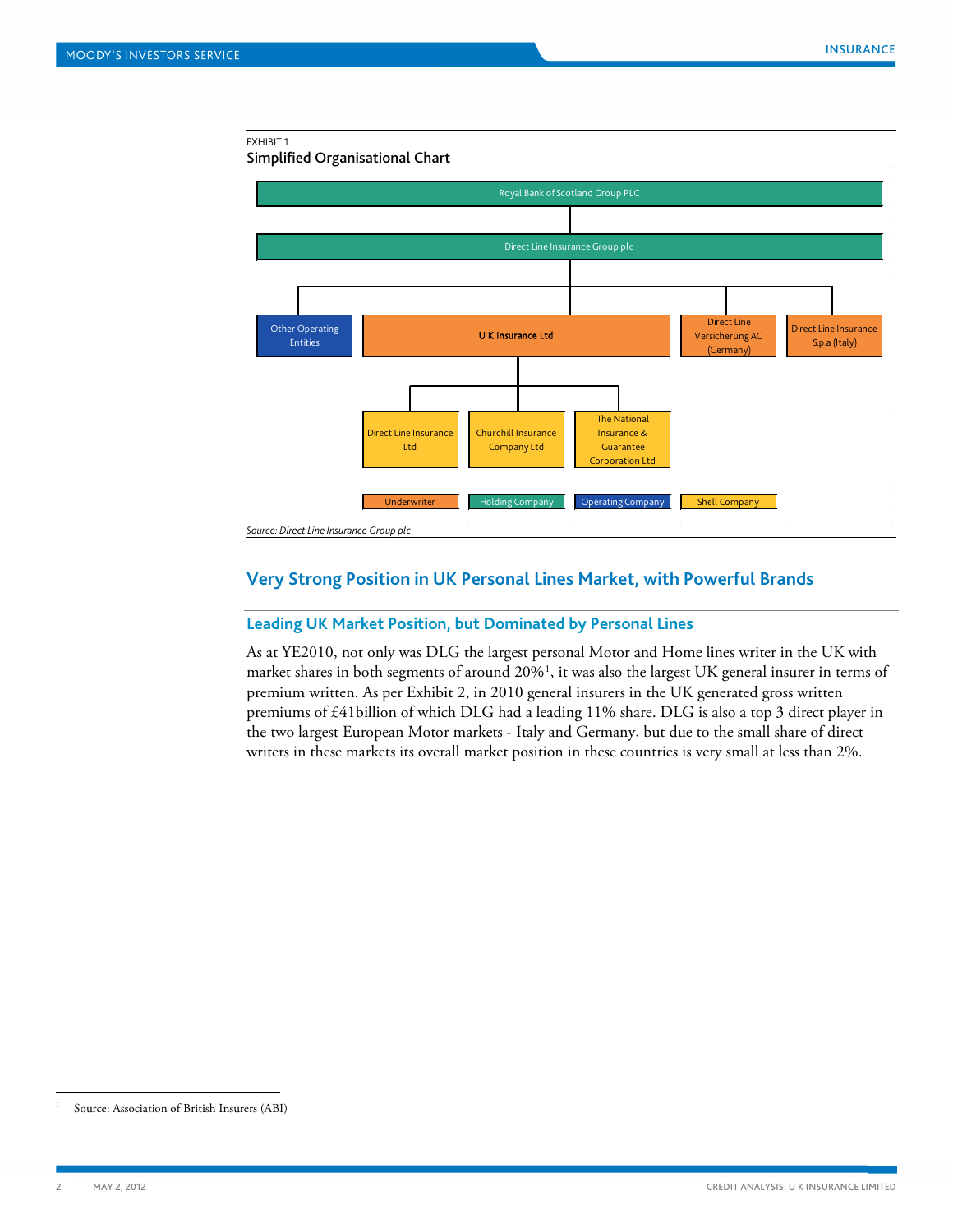EXHIBIT 1

**Simplified Organisational Chart**

- Royal Bank of Scotland Group PLC
  - Direct Line Insurance Group plc
    - Other Operating Entities
    - U K Insurance Ltd
      - Direct Line Insurance Ltd
      - Churchill Insurance Company Ltd
      - The National Insurance & Guarantee Corporation Ltd
    - Direct Line Versicherung AG (Germany)
    - Direct Line Insurance S.p.a (Italy)

Legend: Underwriter | Holding Company | Operating Company | Shell Company

*Source: Direct Line Insurance Group plc*

## Very Strong Position in UK Personal Lines Market, with Powerful Brands

### Leading UK Market Position, but Dominated by Personal Lines

As at YE2010, not only was DLG the largest personal Motor and Home lines writer in the UK with market shares in both segments of around 20%[1], it was also the largest UK general insurer in terms of premium written. As per Exhibit 2, in 2010 general insurers in the UK generated gross written premiums of £41billion of which DLG had a leading 11% share. DLG is also a top 3 direct player in the two largest European Motor markets - Italy and Germany, but due to the small share of direct writers in these markets its overall market position in these countries is very small at less than 2%.

[1] Source: Association of British Insurers (ABI)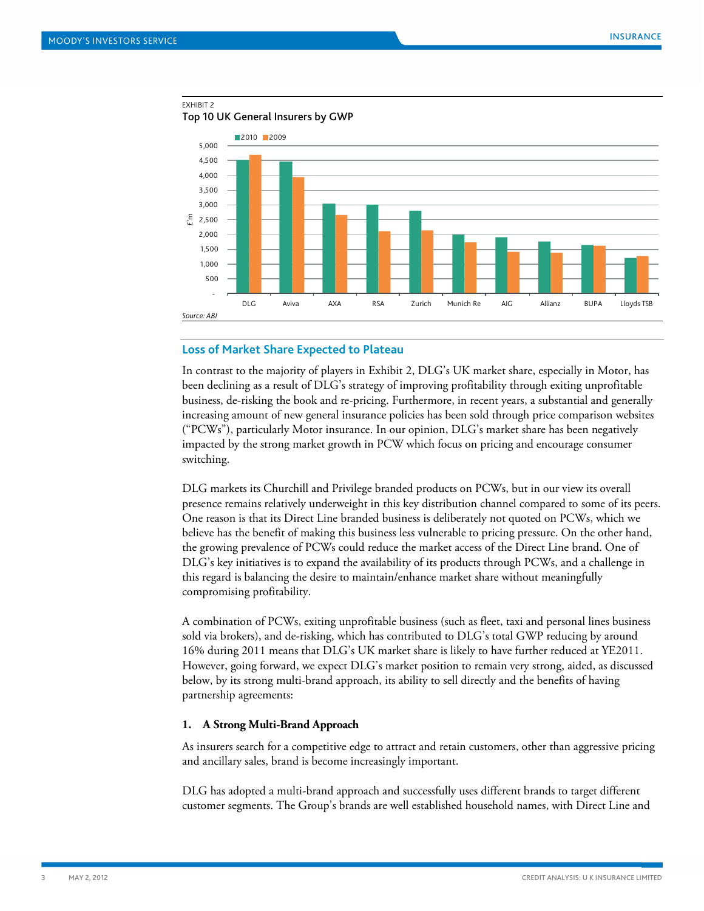EXHIBIT 2

Top 10 UK General Insurers by GWP

Source: ABI

## Loss of Market Share Expected to Plateau

In contrast to the majority of players in Exhibit 2, DLG's UK market share, especially in Motor, has been declining as a result of DLG's strategy of improving profitability through exiting unprofitable business, de-risking the book and re-pricing. Furthermore, in recent years, a substantial and generally increasing amount of new general insurance policies has been sold through price comparison websites ("PCWs"), particularly Motor insurance. In our opinion, DLG's market share has been negatively impacted by the strong market growth in PCW which focus on pricing and encourage consumer switching.

DLG markets its Churchill and Privilege branded products on PCWs, but in our view its overall presence remains relatively underweight in this key distribution channel compared to some of its peers. One reason is that its Direct Line branded business is deliberately not quoted on PCWs, which we believe has the benefit of making this business less vulnerable to pricing pressure. On the other hand, the growing prevalence of PCWs could reduce the market access of the Direct Line brand. One of DLG's key initiatives is to expand the availability of its products through PCWs, and a challenge in this regard is balancing the desire to maintain/enhance market share without meaningfully compromising profitability.

A combination of PCWs, exiting unprofitable business (such as fleet, taxi and personal lines business sold via brokers), and de-risking, which has contributed to DLG's total GWP reducing by around 16% during 2011 means that DLG's UK market share is likely to have further reduced at YE2011. However, going forward, we expect DLG's market position to remain very strong, aided, as discussed below, by its strong multi-brand approach, its ability to sell directly and the benefits of having partnership agreements:

### 1. A Strong Multi-Brand Approach

As insurers search for a competitive edge to attract and retain customers, other than aggressive pricing and ancillary sales, brand is become increasingly important.

DLG has adopted a multi-brand approach and successfully uses different brands to target different customer segments. The Group's brands are well established household names, with Direct Line and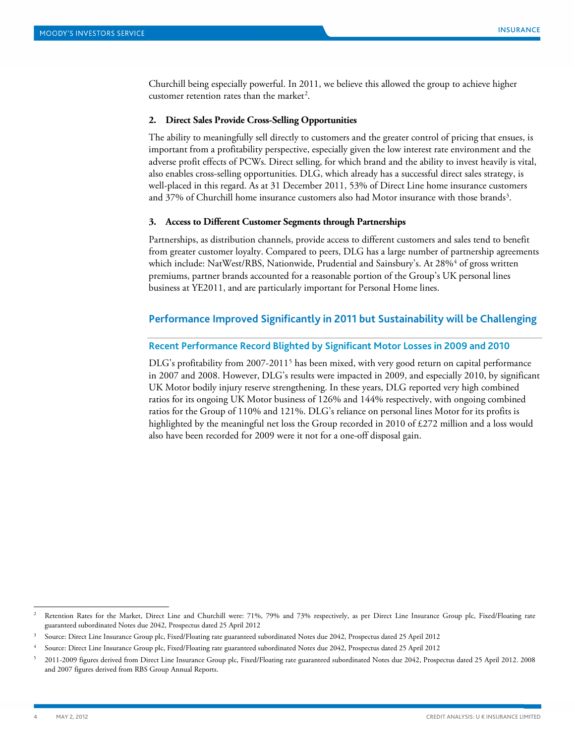Churchill being especially powerful. In 2011, we believe this allowed the group to achieve higher customer retention rates than the market[2].

### 2. Direct Sales Provide Cross-Selling Opportunities

The ability to meaningfully sell directly to customers and the greater control of pricing that ensues, is important from a profitability perspective, especially given the low interest rate environment and the adverse profit effects of PCWs. Direct selling, for which brand and the ability to invest heavily is vital, also enables cross-selling opportunities. DLG, which already has a successful direct sales strategy, is well-placed in this regard. As at 31 December 2011, 53% of Direct Line home insurance customers and 37% of Churchill home insurance customers also had Motor insurance with those brands[3].

### 3. Access to Different Customer Segments through Partnerships

Partnerships, as distribution channels, provide access to different customers and sales tend to benefit from greater customer loyalty. Compared to peers, DLG has a large number of partnership agreements which include: NatWest/RBS, Nationwide, Prudential and Sainsbury's. At 28%[4] of gross written premiums, partner brands accounted for a reasonable portion of the Group's UK personal lines business at YE2011, and are particularly important for Personal Home lines.

## Performance Improved Significantly in 2011 but Sustainability will be Challenging

### Recent Performance Record Blighted by Significant Motor Losses in 2009 and 2010

DLG's profitability from 2007-2011[5] has been mixed, with very good return on capital performance in 2007 and 2008. However, DLG's results were impacted in 2009, and especially 2010, by significant UK Motor bodily injury reserve strengthening. In these years, DLG reported very high combined ratios for its ongoing UK Motor business of 126% and 144% respectively, with ongoing combined ratios for the Group of 110% and 121%. DLG's reliance on personal lines Motor for its profits is highlighted by the meaningful net loss the Group recorded in 2010 of £272 million and a loss would also have been recorded for 2009 were it not for a one-off disposal gain.

---

[2] Retention Rates for the Market, Direct Line and Churchill were: 71%, 79% and 73% respectively, as per Direct Line Insurance Group plc, Fixed/Floating rate guaranteed subordinated Notes due 2042, Prospectus dated 25 April 2012

[3] Source: Direct Line Insurance Group plc, Fixed/Floating rate guaranteed subordinated Notes due 2042, Prospectus dated 25 April 2012

[4] Source: Direct Line Insurance Group plc, Fixed/Floating rate guaranteed subordinated Notes due 2042, Prospectus dated 25 April 2012

[5] 2011-2009 figures derived from Direct Line Insurance Group plc, Fixed/Floating rate guaranteed subordinated Notes due 2042, Prospectus dated 25 April 2012. 2008 and 2007 figures derived from RBS Group Annual Reports.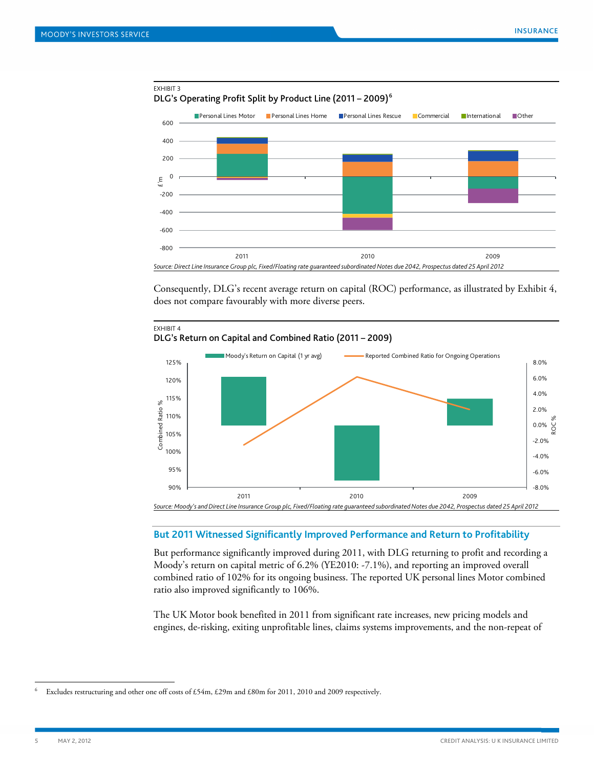EXHIBIT 3

**DLG's Operating Profit Split by Product Line (2011 – 2009)**[6]

*Source: Direct Line Insurance Group plc, Fixed/Floating rate guaranteed subordinated Notes due 2042, Prospectus dated 25 April 2012*

Consequently, DLG's recent average return on capital (ROC) performance, as illustrated by Exhibit 4, does not compare favourably with more diverse peers.

EXHIBIT 4

**DLG's Return on Capital and Combined Ratio (2011 – 2009)**

*Source: Moody's and Direct Line Insurance Group plc, Fixed/Floating rate guaranteed subordinated Notes due 2042, Prospectus dated 25 April 2012*

## But 2011 Witnessed Significantly Improved Performance and Return to Profitability

But performance significantly improved during 2011, with DLG returning to profit and recording a Moody's return on capital metric of 6.2% (YE2010: -7.1%), and reporting an improved overall combined ratio of 102% for its ongoing business. The reported UK personal lines Motor combined ratio also improved significantly to 106%.

The UK Motor book benefited in 2011 from significant rate increases, new pricing models and engines, de-risking, exiting unprofitable lines, claims systems improvements, and the non-repeat of

---

[6] Excludes restructuring and other one off costs of £54m, £29m and £80m for 2011, 2010 and 2009 respectively.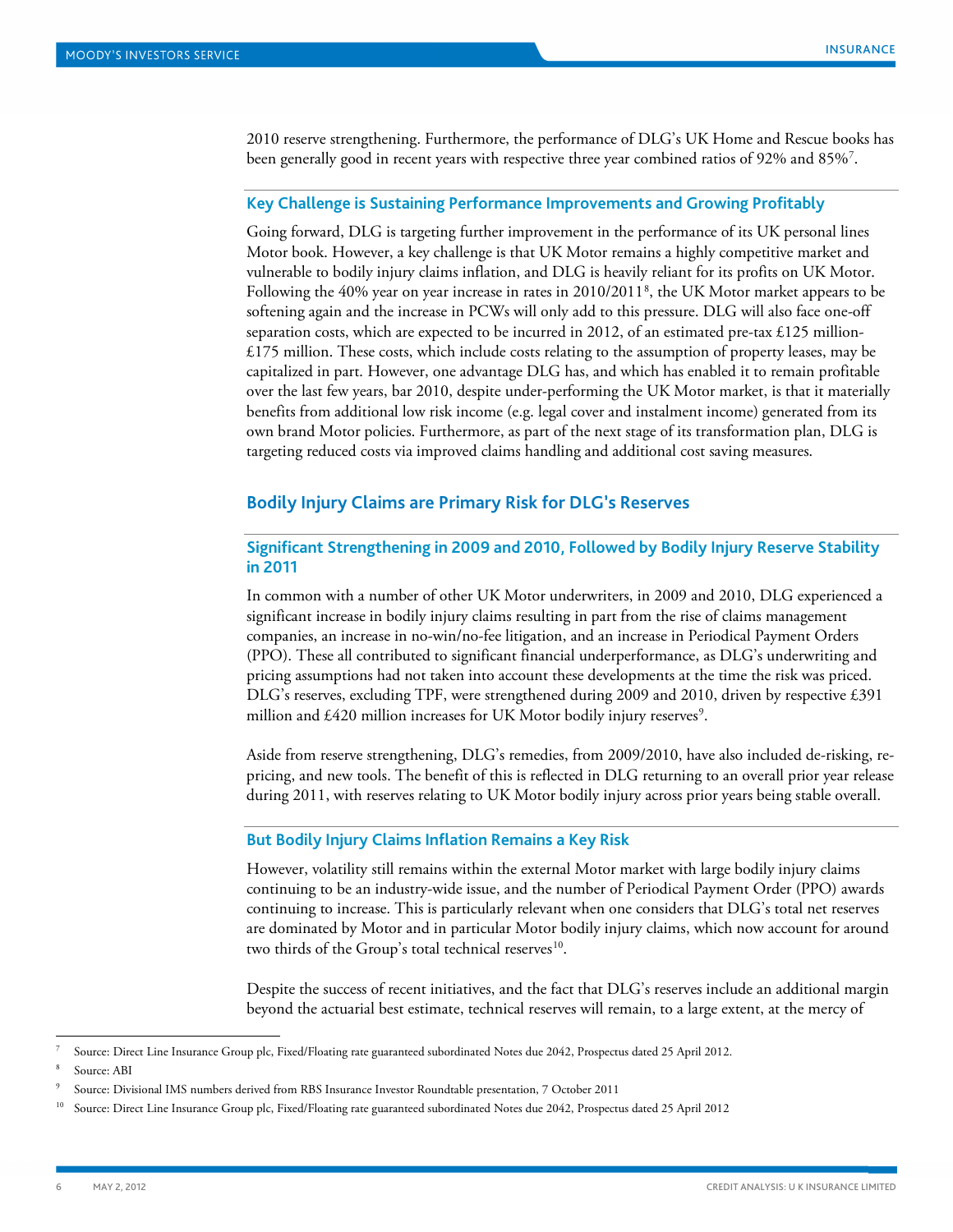2010 reserve strengthening. Furthermore, the performance of DLG's UK Home and Rescue books has been generally good in recent years with respective three year combined ratios of 92% and 85%[7].

### Key Challenge is Sustaining Performance Improvements and Growing Profitably

Going forward, DLG is targeting further improvement in the performance of its UK personal lines Motor book. However, a key challenge is that UK Motor remains a highly competitive market and vulnerable to bodily injury claims inflation, and DLG is heavily reliant for its profits on UK Motor. Following the 40% year on year increase in rates in 2010/2011[8], the UK Motor market appears to be softening again and the increase in PCWs will only add to this pressure. DLG will also face one-off separation costs, which are expected to be incurred in 2012, of an estimated pre-tax £125 million-£175 million. These costs, which include costs relating to the assumption of property leases, may be capitalized in part. However, one advantage DLG has, and which has enabled it to remain profitable over the last few years, bar 2010, despite under-performing the UK Motor market, is that it materially benefits from additional low risk income (e.g. legal cover and instalment income) generated from its own brand Motor policies. Furthermore, as part of the next stage of its transformation plan, DLG is targeting reduced costs via improved claims handling and additional cost saving measures.

## Bodily Injury Claims are Primary Risk for DLG's Reserves

### Significant Strengthening in 2009 and 2010, Followed by Bodily Injury Reserve Stability in 2011

In common with a number of other UK Motor underwriters, in 2009 and 2010, DLG experienced a significant increase in bodily injury claims resulting in part from the rise of claims management companies, an increase in no-win/no-fee litigation, and an increase in Periodical Payment Orders (PPO). These all contributed to significant financial underperformance, as DLG's underwriting and pricing assumptions had not taken into account these developments at the time the risk was priced. DLG's reserves, excluding TPF, were strengthened during 2009 and 2010, driven by respective £391 million and £420 million increases for UK Motor bodily injury reserves[9].

Aside from reserve strengthening, DLG's remedies, from 2009/2010, have also included de-risking, re-pricing, and new tools. The benefit of this is reflected in DLG returning to an overall prior year release during 2011, with reserves relating to UK Motor bodily injury across prior years being stable overall.

### But Bodily Injury Claims Inflation Remains a Key Risk

However, volatility still remains within the external Motor market with large bodily injury claims continuing to be an industry-wide issue, and the number of Periodical Payment Order (PPO) awards continuing to increase. This is particularly relevant when one considers that DLG's total net reserves are dominated by Motor and in particular Motor bodily injury claims, which now account for around two thirds of the Group's total technical reserves[10].

Despite the success of recent initiatives, and the fact that DLG's reserves include an additional margin beyond the actuarial best estimate, technical reserves will remain, to a large extent, at the mercy of

---

[7] Source: Direct Line Insurance Group plc, Fixed/Floating rate guaranteed subordinated Notes due 2042, Prospectus dated 25 April 2012.

[8] Source: ABI

[9] Source: Divisional IMS numbers derived from RBS Insurance Investor Roundtable presentation, 7 October 2011

[10] Source: Direct Line Insurance Group plc, Fixed/Floating rate guaranteed subordinated Notes due 2042, Prospectus dated 25 April 2012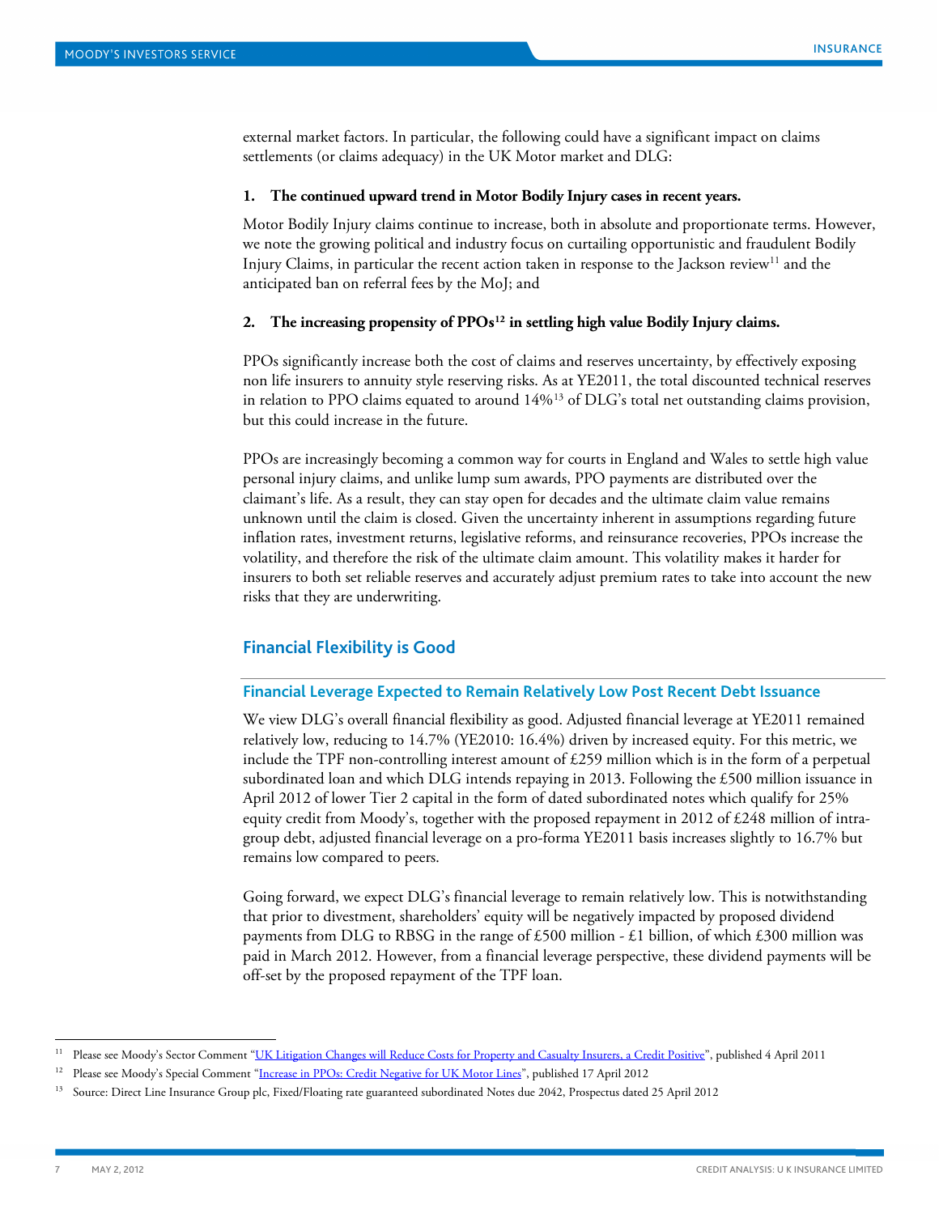external market factors. In particular, the following could have a significant impact on claims settlements (or claims adequacy) in the UK Motor market and DLG:

1. **The continued upward trend in Motor Bodily Injury cases in recent years.**

Motor Bodily Injury claims continue to increase, both in absolute and proportionate terms. However, we note the growing political and industry focus on curtailing opportunistic and fraudulent Bodily Injury Claims, in particular the recent action taken in response to the Jackson review[11] and the anticipated ban on referral fees by the MoJ; and

2. **The increasing propensity of PPOs[12] in settling high value Bodily Injury claims.**

PPOs significantly increase both the cost of claims and reserves uncertainty, by effectively exposing non life insurers to annuity style reserving risks. As at YE2011, the total discounted technical reserves in relation to PPO claims equated to around 14%[13] of DLG's total net outstanding claims provision, but this could increase in the future.

PPOs are increasingly becoming a common way for courts in England and Wales to settle high value personal injury claims, and unlike lump sum awards, PPO payments are distributed over the claimant's life. As a result, they can stay open for decades and the ultimate claim value remains unknown until the claim is closed. Given the uncertainty inherent in assumptions regarding future inflation rates, investment returns, legislative reforms, and reinsurance recoveries, PPOs increase the volatility, and therefore the risk of the ultimate claim amount. This volatility makes it harder for insurers to both set reliable reserves and accurately adjust premium rates to take into account the new risks that they are underwriting.

## Financial Flexibility is Good

### Financial Leverage Expected to Remain Relatively Low Post Recent Debt Issuance

We view DLG's overall financial flexibility as good. Adjusted financial leverage at YE2011 remained relatively low, reducing to 14.7% (YE2010: 16.4%) driven by increased equity. For this metric, we include the TPF non-controlling interest amount of £259 million which is in the form of a perpetual subordinated loan and which DLG intends repaying in 2013. Following the £500 million issuance in April 2012 of lower Tier 2 capital in the form of dated subordinated notes which qualify for 25% equity credit from Moody's, together with the proposed repayment in 2012 of £248 million of intra-group debt, adjusted financial leverage on a pro-forma YE2011 basis increases slightly to 16.7% but remains low compared to peers.

Going forward, we expect DLG's financial leverage to remain relatively low. This is notwithstanding that prior to divestment, shareholders' equity will be negatively impacted by proposed dividend payments from DLG to RBSG in the range of £500 million - £1 billion, of which £300 million was paid in March 2012. However, from a financial leverage perspective, these dividend payments will be off-set by the proposed repayment of the TPF loan.

---

[11] Please see Moody's Sector Comment "UK Litigation Changes will Reduce Costs for Property and Casualty Insurers, a Credit Positive", published 4 April 2011

[12] Please see Moody's Special Comment "Increase in PPOs: Credit Negative for UK Motor Lines", published 17 April 2012

[13] Source: Direct Line Insurance Group plc, Fixed/Floating rate guaranteed subordinated Notes due 2042, Prospectus dated 25 April 2012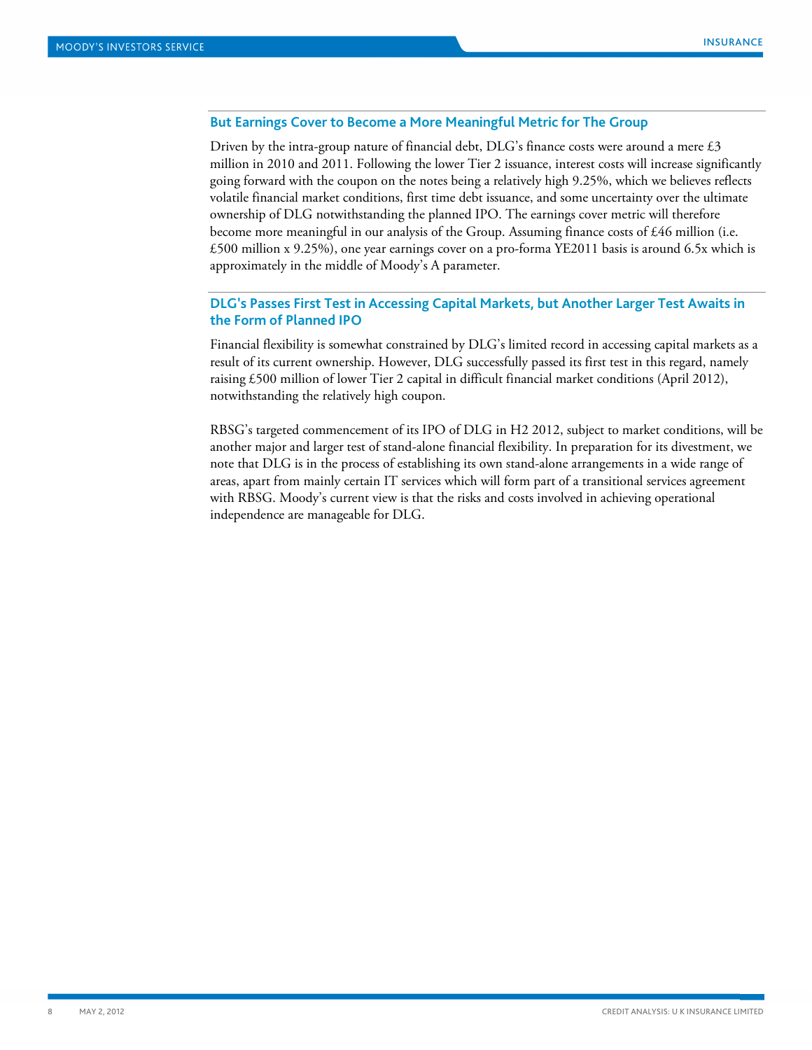### But Earnings Cover to Become a More Meaningful Metric for The Group

Driven by the intra-group nature of financial debt, DLG's finance costs were around a mere £3 million in 2010 and 2011. Following the lower Tier 2 issuance, interest costs will increase significantly going forward with the coupon on the notes being a relatively high 9.25%, which we believes reflects volatile financial market conditions, first time debt issuance, and some uncertainty over the ultimate ownership of DLG notwithstanding the planned IPO. The earnings cover metric will therefore become more meaningful in our analysis of the Group. Assuming finance costs of £46 million (i.e. £500 million x 9.25%), one year earnings cover on a pro-forma YE2011 basis is around 6.5x which is approximately in the middle of Moody's A parameter.

### DLG's Passes First Test in Accessing Capital Markets, but Another Larger Test Awaits in the Form of Planned IPO

Financial flexibility is somewhat constrained by DLG's limited record in accessing capital markets as a result of its current ownership. However, DLG successfully passed its first test in this regard, namely raising £500 million of lower Tier 2 capital in difficult financial market conditions (April 2012), notwithstanding the relatively high coupon.

RBSG's targeted commencement of its IPO of DLG in H2 2012, subject to market conditions, will be another major and larger test of stand-alone financial flexibility. In preparation for its divestment, we note that DLG is in the process of establishing its own stand-alone arrangements in a wide range of areas, apart from mainly certain IT services which will form part of a transitional services agreement with RBSG. Moody's current view is that the risks and costs involved in achieving operational independence are manageable for DLG.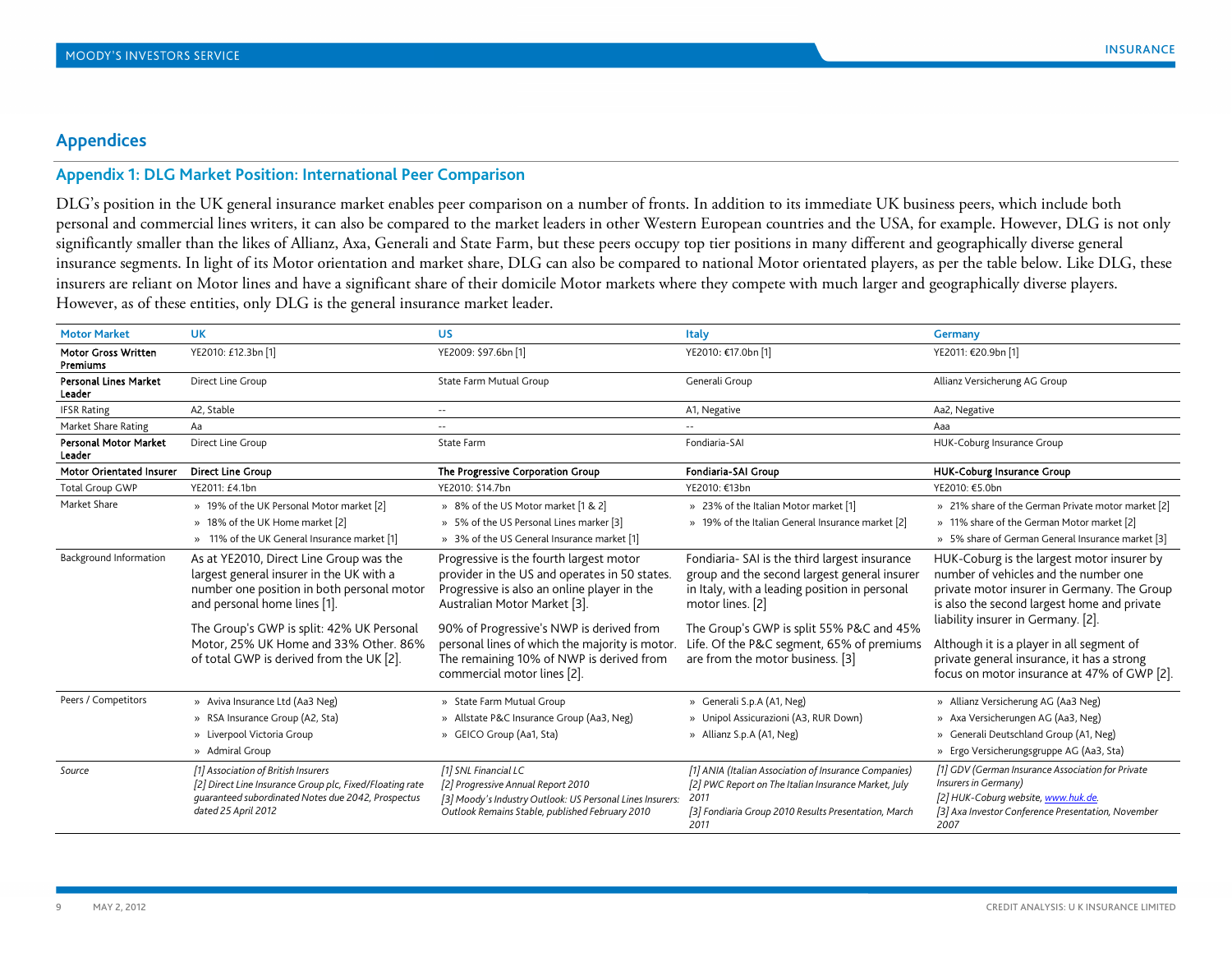## Appendices

### Appendix 1: DLG Market Position: International Peer Comparison

DLG's position in the UK general insurance market enables peer comparison on a number of fronts. In addition to its immediate UK business peers, which include both personal and commercial lines writers, it can also be compared to the market leaders in other Western European countries and the USA, for example. However, DLG is not only significantly smaller than the likes of Allianz, Axa, Generali and State Farm, but these peers occupy top tier positions in many different and geographically diverse general insurance segments. In light of its Motor orientation and market share, DLG can also be compared to national Motor orientated players, as per the table below. Like DLG, these insurers are reliant on Motor lines and have a significant share of their domicile Motor markets where they compete with much larger and geographically diverse players. However, as of these entities, only DLG is the general insurance market leader.

| Motor Market | UK | US | Italy | Germany |
|---|---|---|---|---|
| **Motor Gross Written Premiums** | YE2010: £12.3bn [1] | YE2009: $97.6bn [1] | YE2010: €17.0bn [1] | YE2011: €20.9bn [1] |
| **Personal Lines Market Leader** | Direct Line Group | State Farm Mutual Group | Generali Group | Allianz Versicherung AG Group |
| IFSR Rating | A2, Stable | -- | A1, Negative | Aa2, Negative |
| Market Share Rating | Aa | -- | -- | Aaa |
| **Personal Motor Market Leader** | Direct Line Group | State Farm | Fondiaria-SAI | HUK-Coburg Insurance Group |
| **Motor Orientated Insurer** | **Direct Line Group** | **The Progressive Corporation Group** | **Fondiaria-SAI Group** | **HUK-Coburg Insurance Group** |
| Total Group GWP | YE2011: £4.1bn | YE2010: $14.7bn | YE2010: €13bn | YE2010: €5.0bn |
| Market Share | » 19% of the UK Personal Motor market [2]<br>» 18% of the UK Home market [2]<br>» 11% of the UK General Insurance market [1] | » 8% of the US Motor market [1 & 2]<br>» 5% of the US Personal Lines marker [3]<br>» 3% of the US General Insurance market [1] | » 23% of the Italian Motor market [1]<br>» 19% of the Italian General Insurance market [2] | » 21% share of the German Private motor market [2]<br>» 11% share of the German Motor market [2]<br>» 5% share of German General Insurance market [3] |
| Background Information | As at YE2010, Direct Line Group was the largest general insurer in the UK with a number one position in both personal motor and personal home lines [1].<br><br>The Group's GWP is split: 42% UK Personal Motor, 25% UK Home and 33% Other. 86% of total GWP is derived from the UK [2]. | Progressive is the fourth largest motor provider in the US and operates in 50 states. Progressive is also an online player in the Australian Motor Market [3].<br><br>90% of Progressive's NWP is derived from personal lines of which the majority is motor. The remaining 10% of NWP is derived from commercial motor lines [2]. | Fondiaria- SAI is the third largest insurance group and the second largest general insurer in Italy, with a leading position in personal motor lines. [2]<br><br>The Group's GWP is split 55% P&C and 45% Life. Of the P&C segment, 65% of premiums are from the motor business. [3] | HUK-Coburg is the largest motor insurer by number of vehicles and the number one private motor insurer in Germany. The Group is also the second largest home and private liability insurer in Germany. [2].<br><br>Although it is a player in all segment of private general insurance, it has a strong focus on motor insurance at 47% of GWP [2]. |
| Peers / Competitors | » Aviva Insurance Ltd (Aa3 Neg)<br>» RSA Insurance Group (A2, Sta)<br>» Liverpool Victoria Group<br>» Admiral Group | » State Farm Mutual Group<br>» Allstate P&C Insurance Group (Aa3, Neg)<br>» GEICO Group (Aa1, Sta) | » Generali S.p.A (A1, Neg)<br>» Unipol Assicurazioni (A3, RUR Down)<br>» Allianz S.p.A (A1, Neg) | » Allianz Versicherung AG (Aa3 Neg)<br>» Axa Versicherungen AG (Aa3, Neg)<br>» Generali Deutschland Group (A1, Neg)<br>» Ergo Versicherungsgruppe AG (Aa3, Sta) |
| *Source* | *[1] Association of British Insurers*<br>*[2] Direct Line Insurance Group plc, Fixed/Floating rate guaranteed subordinated Notes due 2042, Prospectus dated 25 April 2012* | *[1] SNL Financial LC*<br>*[2] Progressive Annual Report 2010*<br>*[3] Moody's Industry Outlook: US Personal Lines Insurers: Outlook Remains Stable, published February 2010* | *[1] ANIA (Italian Association of Insurance Companies)*<br>*[2] PWC Report on The Italian Insurance Market, July 2011*<br>*[3] Fondiaria Group 2010 Results Presentation, March 2011* | *[1] GDV (German Insurance Association for Private Insurers in Germany)*<br>*[2] HUK-Coburg website, www.huk.de.*<br>*[3] Axa Investor Conference Presentation, November 2007* |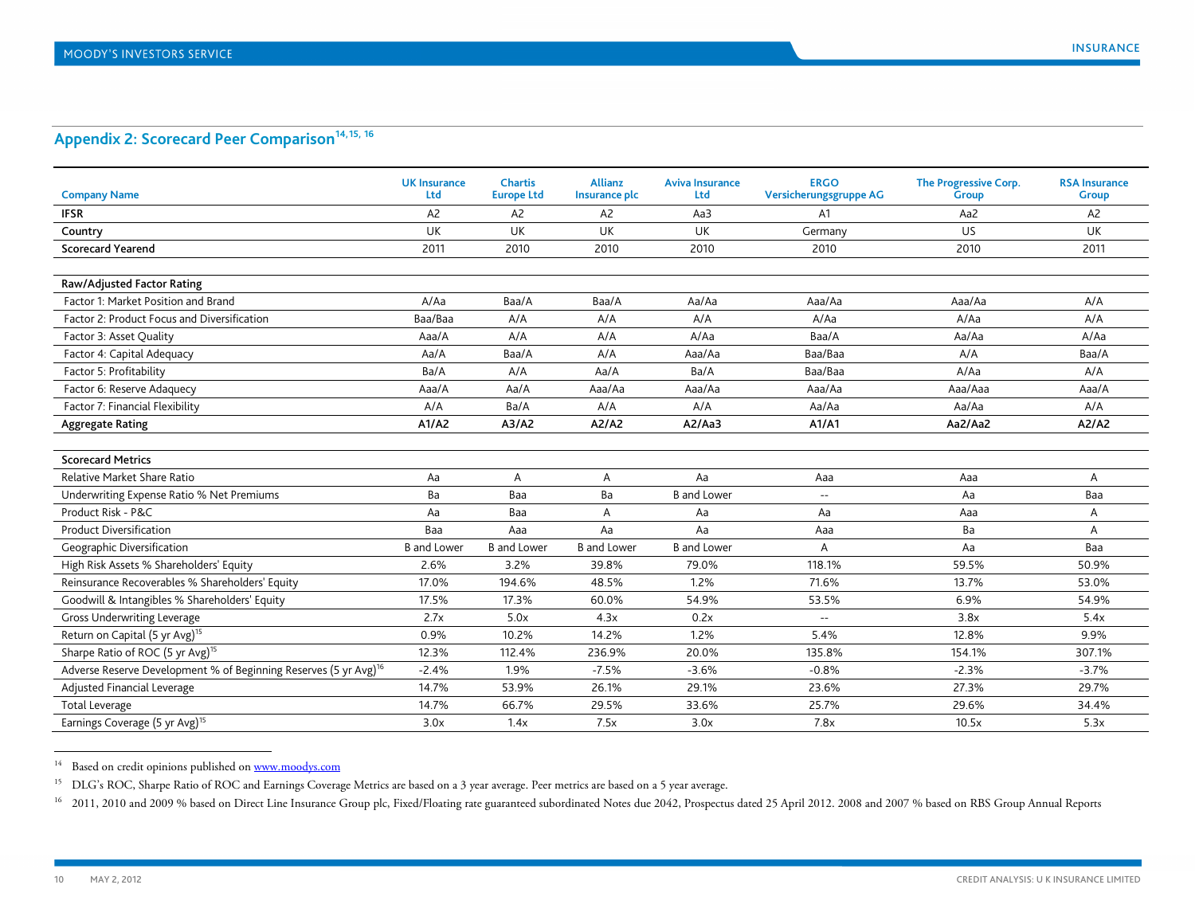## Appendix 2: Scorecard Peer Comparison[14, 15, 16]

| Company Name | UK Insurance Ltd | Chartis Europe Ltd | Allianz Insurance plc | Aviva Insurance Ltd | ERGO Versicherungsgruppe AG | The Progressive Corp. Group | RSA Insurance Group |
|---|---|---|---|---|---|---|---|
| **IFSR** | A2 | A2 | A2 | Aa3 | A1 | Aa2 | A2 |
| **Country** | UK | UK | UK | UK | Germany | US | UK |
| **Scorecard Yearend** | 2011 | 2010 | 2010 | 2010 | 2010 | 2010 | 2011 |
| **Raw/Adjusted Factor Rating** | | | | | | | |
| Factor 1: Market Position and Brand | A/Aa | Baa/A | Baa/A | Aa/Aa | Aaa/Aa | Aaa/Aa | A/A |
| Factor 2: Product Focus and Diversification | Baa/Baa | A/A | A/A | A/A | A/Aa | A/Aa | A/A |
| Factor 3: Asset Quality | Aaa/A | A/A | A/A | A/Aa | Baa/A | Aa/Aa | A/Aa |
| Factor 4: Capital Adequacy | Aa/A | Baa/A | A/A | Aaa/Aa | Baa/Baa | A/A | Baa/A |
| Factor 5: Profitability | Ba/A | A/A | Aa/A | Ba/A | Baa/Baa | A/Aa | A/A |
| Factor 6: Reserve Adaqucy | Aaa/A | Aa/A | Aaa/Aa | Aaa/Aa | Aaa/Aa | Aaa/Aaa | Aaa/A |
| Factor 7: Financial Flexibility | A/A | Ba/A | A/A | A/A | Aa/Aa | Aa/Aa | A/A |
| **Aggregate Rating** | **A1/A2** | **A3/A2** | **A2/A2** | **A2/Aa3** | **A1/A1** | **Aa2/Aa2** | **A2/A2** |
| **Scorecard Metrics** | | | | | | | |
| Relative Market Share Ratio | Aa | A | A | Aa | Aaa | Aaa | A |
| Underwriting Expense Ratio % Net Premiums | Ba | Baa | Ba | B and Lower | -- | Aa | Baa |
| Product Risk - P&C | Aa | Baa | A | Aa | Aa | Aaa | A |
| Product Diversification | Baa | Aaa | Aa | Aa | Aaa | Ba | A |
| Geographic Diversification | B and Lower | B and Lower | B and Lower | B and Lower | A | Aa | Baa |
| High Risk Assets % Shareholders' Equity | 2.6% | 3.2% | 39.8% | 79.0% | 118.1% | 59.5% | 50.9% |
| Reinsurance Recoverables % Shareholders' Equity | 17.0% | 194.6% | 48.5% | 1.2% | 71.6% | 13.7% | 53.0% |
| Goodwill & Intangibles % Shareholders' Equity | 17.5% | 17.3% | 60.0% | 54.9% | 53.5% | 6.9% | 54.9% |
| Gross Underwriting Leverage | 2.7x | 5.0x | 4.3x | 0.2x | -- | 3.8x | 5.4x |
| Return on Capital (5 yr Avg)[15] | 0.9% | 10.2% | 14.2% | 1.2% | 5.4% | 12.8% | 9.9% |
| Sharpe Ratio of ROC (5 yr Avg)[15] | 12.3% | 112.4% | 236.9% | 20.0% | 135.8% | 154.1% | 307.1% |
| Adverse Reserve Development % of Beginning Reserves (5 yr Avg)[16] | -2.4% | 1.9% | -7.5% | -3.6% | -0.8% | -2.3% | -3.7% |
| Adjusted Financial Leverage | 14.7% | 53.9% | 26.1% | 29.1% | 23.6% | 27.3% | 29.7% |
| Total Leverage | 14.7% | 66.7% | 29.5% | 33.6% | 25.7% | 29.6% | 34.4% |
| Earnings Coverage (5 yr Avg)[15] | 3.0x | 1.4x | 7.5x | 3.0x | 7.8x | 10.5x | 5.3x |

14 Based on credit opinions published on www.moodys.com

15 DLG's ROC, Sharpe Ratio of ROC and Earnings Coverage Metrics are based on a 3 year average. Peer metrics are based on a 5 year average.

16 2011, 2010 and 2009 % based on Direct Line Insurance Group plc, Fixed/Floating rate guaranteed subordinated Notes due 2042, Prospectus dated 25 April 2012. 2008 and 2007 % based on RBS Group Annual Reports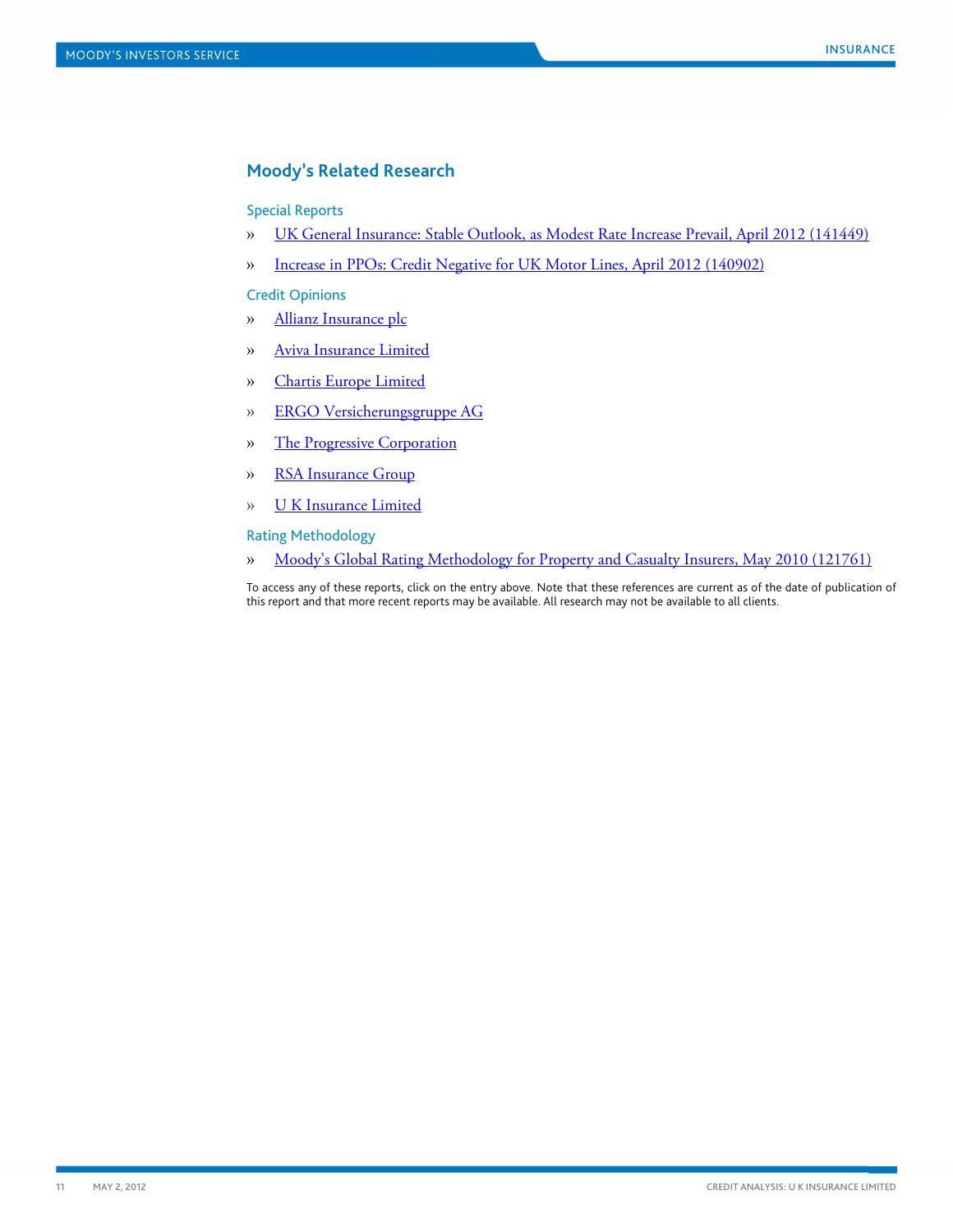## Moody's Related Research

### Special Reports

- UK General Insurance: Stable Outlook, as Modest Rate Increase Prevail, April 2012 (141449)
- Increase in PPOs: Credit Negative for UK Motor Lines, April 2012 (140902)

### Credit Opinions

- Allianz Insurance plc
- Aviva Insurance Limited
- Chartis Europe Limited
- ERGO Versicherungsgruppe AG
- The Progressive Corporation
- RSA Insurance Group
- U K Insurance Limited

### Rating Methodology

- Moody's Global Rating Methodology for Property and Casualty Insurers, May 2010 (121761)

To access any of these reports, click on the entry above. Note that these references are current as of the date of publication of this report and that more recent reports may be available. All research may not be available to all clients.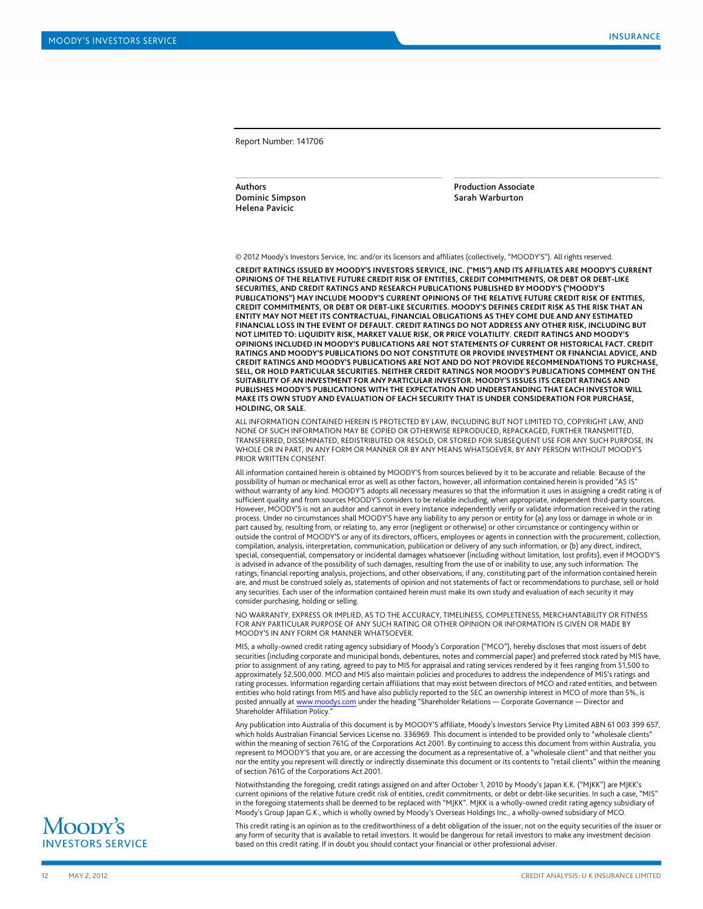Report Number: 141706

| Authors | Production Associate |
| --- | --- |
| Dominic Simpson | Sarah Warburton |
| Helena Pavicic | |

© 2012 Moody's Investors Service, Inc. and/or its licensors and affiliates (collectively, "MOODY'S"). All rights reserved.

**CREDIT RATINGS ISSUED BY MOODY'S INVESTORS SERVICE, INC. ("MIS") AND ITS AFFILIATES ARE MOODY'S CURRENT OPINIONS OF THE RELATIVE FUTURE CREDIT RISK OF ENTITIES, CREDIT COMMITMENTS, OR DEBT OR DEBT-LIKE SECURITIES, AND CREDIT RATINGS AND RESEARCH PUBLICATIONS PUBLISHED BY MOODY'S ("MOODY'S PUBLICATIONS") MAY INCLUDE MOODY'S CURRENT OPINIONS OF THE RELATIVE FUTURE CREDIT RISK OF ENTITIES, CREDIT COMMITMENTS, OR DEBT OR DEBT-LIKE SECURITIES. MOODY'S DEFINES CREDIT RISK AS THE RISK THAT AN ENTITY MAY NOT MEET ITS CONTRACTUAL, FINANCIAL OBLIGATIONS AS THEY COME DUE AND ANY ESTIMATED FINANCIAL LOSS IN THE EVENT OF DEFAULT. CREDIT RATINGS DO NOT ADDRESS ANY OTHER RISK, INCLUDING BUT NOT LIMITED TO: LIQUIDITY RISK, MARKET VALUE RISK, OR PRICE VOLATILITY. CREDIT RATINGS AND MOODY'S OPINIONS INCLUDED IN MOODY'S PUBLICATIONS ARE NOT STATEMENTS OF CURRENT OR HISTORICAL FACT. CREDIT RATINGS AND MOODY'S PUBLICATIONS DO NOT CONSTITUTE OR PROVIDE INVESTMENT OR FINANCIAL ADVICE, AND CREDIT RATINGS AND MOODY'S PUBLICATIONS ARE NOT AND DO NOT PROVIDE RECOMMENDATIONS TO PURCHASE, SELL, OR HOLD PARTICULAR SECURITIES. NEITHER CREDIT RATINGS NOR MOODY'S PUBLICATIONS COMMENT ON THE SUITABILITY OF AN INVESTMENT FOR ANY PARTICULAR INVESTOR. MOODY'S ISSUES ITS CREDIT RATINGS AND PUBLISHES MOODY'S PUBLICATIONS WITH THE EXPECTATION AND UNDERSTANDING THAT EACH INVESTOR WILL MAKE ITS OWN STUDY AND EVALUATION OF EACH SECURITY THAT IS UNDER CONSIDERATION FOR PURCHASE, HOLDING, OR SALE.**

ALL INFORMATION CONTAINED HEREIN IS PROTECTED BY LAW, INCLUDING BUT NOT LIMITED TO, COPYRIGHT LAW, AND NONE OF SUCH INFORMATION MAY BE COPIED OR OTHERWISE REPRODUCED, REPACKAGED, FURTHER TRANSMITTED, TRANSFERRED, DISSEMINATED, REDISTRIBUTED OR RESOLD, OR STORED FOR SUBSEQUENT USE FOR ANY SUCH PURPOSE, IN WHOLE OR IN PART, IN ANY FORM OR MANNER OR BY ANY MEANS WHATSOEVER, BY ANY PERSON WITHOUT MOODY'S PRIOR WRITTEN CONSENT.

All information contained herein is obtained by MOODY'S from sources believed by it to be accurate and reliable. Because of the possibility of human or mechanical error as well as other factors, however, all information contained herein is provided "AS IS" without warranty of any kind. MOODY'S adopts all necessary measures so that the information it uses in assigning a credit rating is of sufficient quality and from sources MOODY'S considers to be reliable including, when appropriate, independent third-party sources. However, MOODY'S is not an auditor and cannot in every instance independently verify or validate information received in the rating process. Under no circumstances shall MOODY'S have any liability to any person or entity for (a) any loss or damage in whole or in part caused by, resulting from, or relating to, any error (negligent or otherwise) or other circumstance or contingency within or outside the control of MOODY'S or any of its directors, officers, employees or agents in connection with the procurement, collection, compilation, analysis, interpretation, communication, publication or delivery of any such information, or (b) any direct, indirect, special, consequential, compensatory or incidental damages whatsoever (including without limitation, lost profits), even if MOODY'S is advised in advance of the possibility of such damages, resulting from the use of or inability to use, any such information. The ratings, financial reporting analysis, projections, and other observations, if any, constituting part of the information contained herein are, and must be construed solely as, statements of opinion and not statements of fact or recommendations to purchase, sell or hold any securities. Each user of the information contained herein must make its own study and evaluation of each security it may consider purchasing, holding or selling.

NO WARRANTY, EXPRESS OR IMPLIED, AS TO THE ACCURACY, TIMELINESS, COMPLETENESS, MERCHANTABILITY OR FITNESS FOR ANY PARTICULAR PURPOSE OF ANY SUCH RATING OR OTHER OPINION OR INFORMATION IS GIVEN OR MADE BY MOODY'S IN ANY FORM OR MANNER WHATSOEVER.

MIS, a wholly-owned credit rating agency subsidiary of Moody's Corporation ("MCO"), hereby discloses that most issuers of debt securities (including corporate and municipal bonds, debentures, notes and commercial paper) and preferred stock rated by MIS have, prior to assignment of any rating, agreed to pay to MIS for appraisal and rating services rendered by it fees ranging from $1,500 to approximately $2,500,000. MCO and MIS also maintain policies and procedures to address the independence of MIS's ratings and rating processes. Information regarding certain affiliations that may exist between directors of MCO and rated entities, and between entities who hold ratings from MIS and have also publicly reported to the SEC an ownership interest in MCO of more than 5%, is posted annually at www.moodys.com under the heading "Shareholder Relations — Corporate Governance — Director and Shareholder Affiliation Policy."

Any publication into Australia of this document is by MOODY'S affiliate, Moody's Investors Service Pty Limited ABN 61 003 399 657, which holds Australian Financial Services License no. 336969. This document is intended to be provided only to "wholesale clients" within the meaning of section 761G of the Corporations Act 2001. By continuing to access this document from within Australia, you represent to MOODY'S that you are, or are accessing the document as a representative of, a "wholesale client" and that neither you nor the entity you represent will directly or indirectly disseminate this document or its contents to "retail clients" within the meaning of section 761G of the Corporations Act 2001.

Notwithstanding the foregoing, credit ratings assigned on and after October 1, 2010 by Moody's Japan K.K. ("MJKK") are MJKK's current opinions of the relative future credit risk of entities, credit commitments, or debt or debt-like securities. In such a case, "MIS" in the foregoing statements shall be deemed to be replaced with "MJKK". MJKK is a wholly-owned credit rating agency subsidiary of Moody's Group Japan G.K., which is wholly owned by Moody's Overseas Holdings Inc., a wholly-owned subsidiary of MCO.

This credit rating is an opinion as to the creditworthiness of a debt obligation of the issuer, not on the equity securities of the issuer or any form of security that is available to retail investors. It would be dangerous for retail investors to make any investment decision based on this credit rating. If in doubt you should contact your financial or other professional adviser.